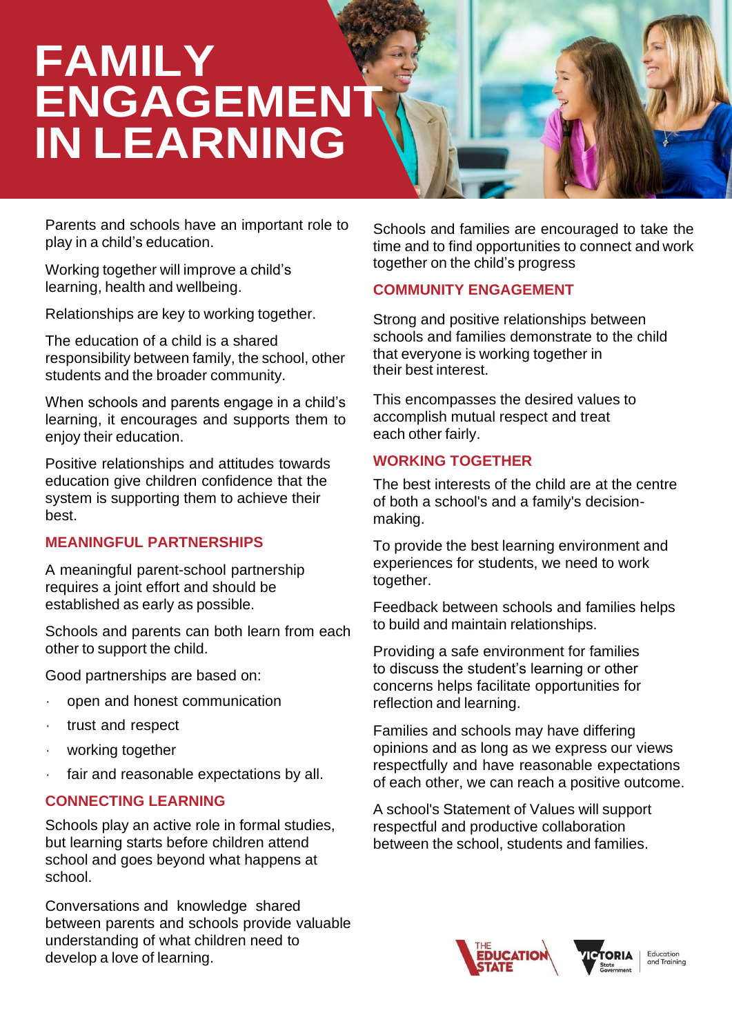# FAMILY ENGAGEMENT IN LEARNING

Parents and schools have an important role to play in a child's education.

Working together will improve a child's learning, health and wellbeing.

Relationships are key to working together.

The education of a child is a shared responsibility between family, the school, other students and the broader community.

When schools and parents engage in a child's learning, it encourages and supports them to enjoy their education.

Positive relationships and attitudes towards education give children confidence that the system is supporting them to achieve their best.

## MEANINGFUL PARTNERSHIPS

A meaningful parent-school partnership requires a joint effort and should be established as early as possible.

Schools and parents can both learn from each other to support the child.

Good partnerships are based on:

- open and honest communication
- trust and respect
- working together
- fair and reasonable expectations by all.

## CONNECTING LEARNING

Schools play an active role in formal studies, but learning starts before children attend school and goes beyond what happens at school.

Conversations and knowledge shared between parents and schools provide valuable understanding of what children need to develop a love of learning.

Schools and families are encouraged to take the time and to find opportunities to connect and work together on the child's progress

## COMMUNITY ENGAGEMENT

Strong and positive relationships between schools and families demonstrate to the child that everyone is working together in their best interest.

This encompasses the desired values to accomplish mutual respect and treat each other fairly.

## WORKING TOGETHER

The best interests of the child are at the centre of both a school's and a family's decision-making.

To provide the best learning environment and experiences for students, we need to work together.

Feedback between schools and families helps to build and maintain relationships.

Providing a safe environment for families to discuss the student's learning or other concerns helps facilitate opportunities for reflection and learning.

Families and schools may have differing opinions and as long as we express our views respectfully and have reasonable expectations of each other, we can reach a positive outcome.

A school's Statement of Values will support respectful and productive collaboration between the school, students and families.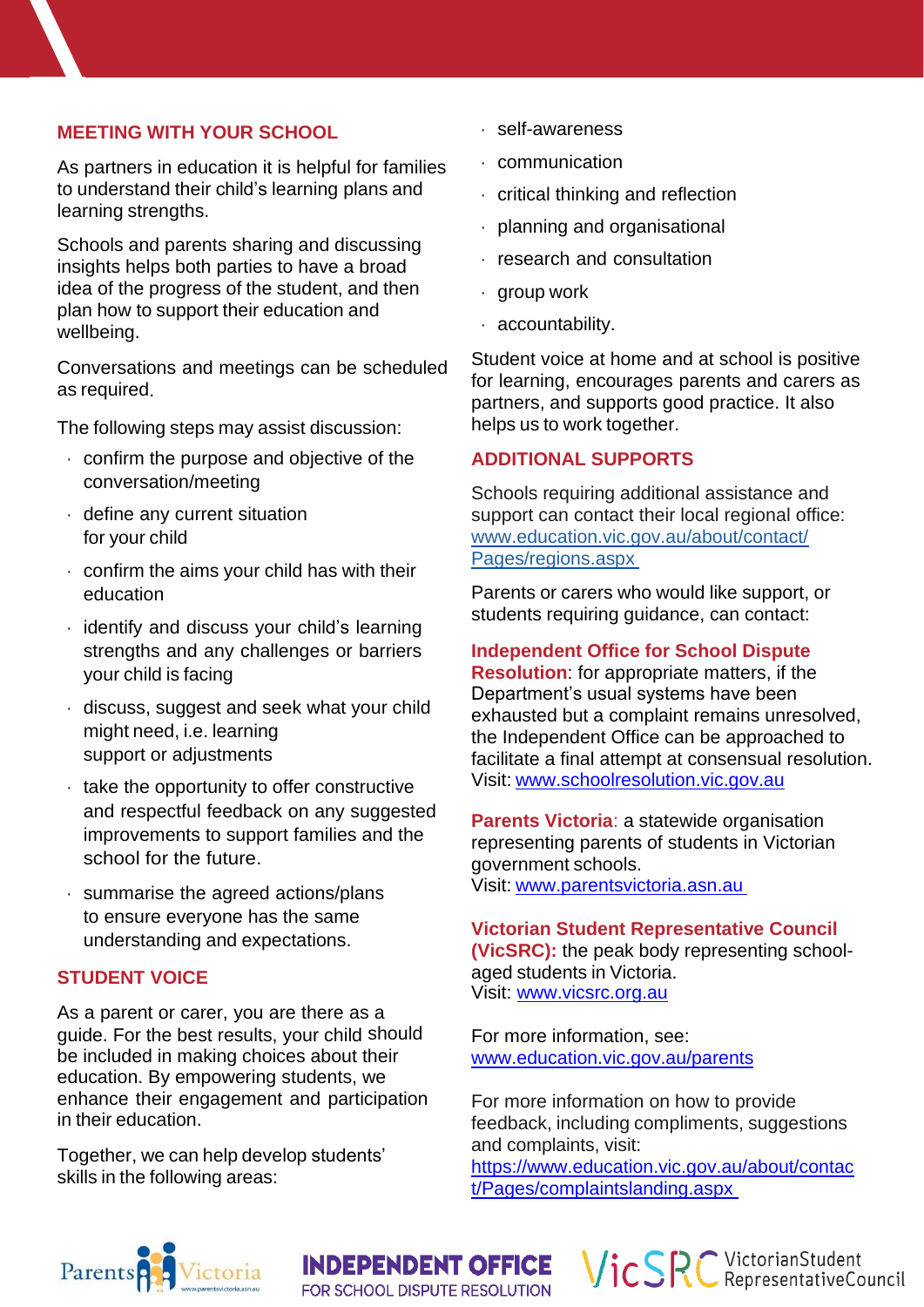## MEETING WITH YOUR SCHOOL

As partners in education it is helpful for families to understand their child's learning plans and learning strengths.

Schools and parents sharing and discussing insights helps both parties to have a broad idea of the progress of the student, and then plan how to support their education and wellbeing.

Conversations and meetings can be scheduled as required.

The following steps may assist discussion:

- confirm the purpose and objective of the conversation/meeting
- define any current situation for your child
- confirm the aims your child has with their education
- identify and discuss your child's learning strengths and any challenges or barriers your child is facing
- discuss, suggest and seek what your child might need, i.e. learning support or adjustments
- take the opportunity to offer constructive and respectful feedback on any suggested improvements to support families and the school for the future.
- summarise the agreed actions/plans to ensure everyone has the same understanding and expectations.

## STUDENT VOICE

As a parent or carer, you are there as a guide. For the best results, your child should be included in making choices about their education. By empowering students, we enhance their engagement and participation in their education.

Together, we can help develop students' skills in the following areas:

- self-awareness
- communication
- critical thinking and reflection
- planning and organisational
- research and consultation
- group work
- accountability.

Student voice at home and at school is positive for learning, encourages parents and carers as partners, and supports good practice. It also helps us to work together.

## ADDITIONAL SUPPORTS

Schools requiring additional assistance and support can contact their local regional office: www.education.vic.gov.au/about/contact/Pages/regions.aspx

Parents or carers who would like support, or students requiring guidance, can contact:

**Independent Office for School Dispute Resolution**: for appropriate matters, if the Department's usual systems have been exhausted but a complaint remains unresolved, the Independent Office can be approached to facilitate a final attempt at consensual resolution.
Visit: www.schoolresolution.vic.gov.au

**Parents Victoria**: a statewide organisation representing parents of students in Victorian government schools.
Visit: www.parentsvictoria.asn.au

**Victorian Student Representative Council (VicSRC):** the peak body representing school-aged students in Victoria.
Visit: www.vicsrc.org.au

For more information, see: www.education.vic.gov.au/parents

For more information on how to provide feedback, including compliments, suggestions and complaints, visit: https://www.education.vic.gov.au/about/contact/Pages/complaintslanding.aspx

Parents Victoria www.parentsvictoria.asn.au

INDEPENDENT OFFICE FOR SCHOOL DISPUTE RESOLUTION

VicSRC VictorianStudent RepresentativeCouncil